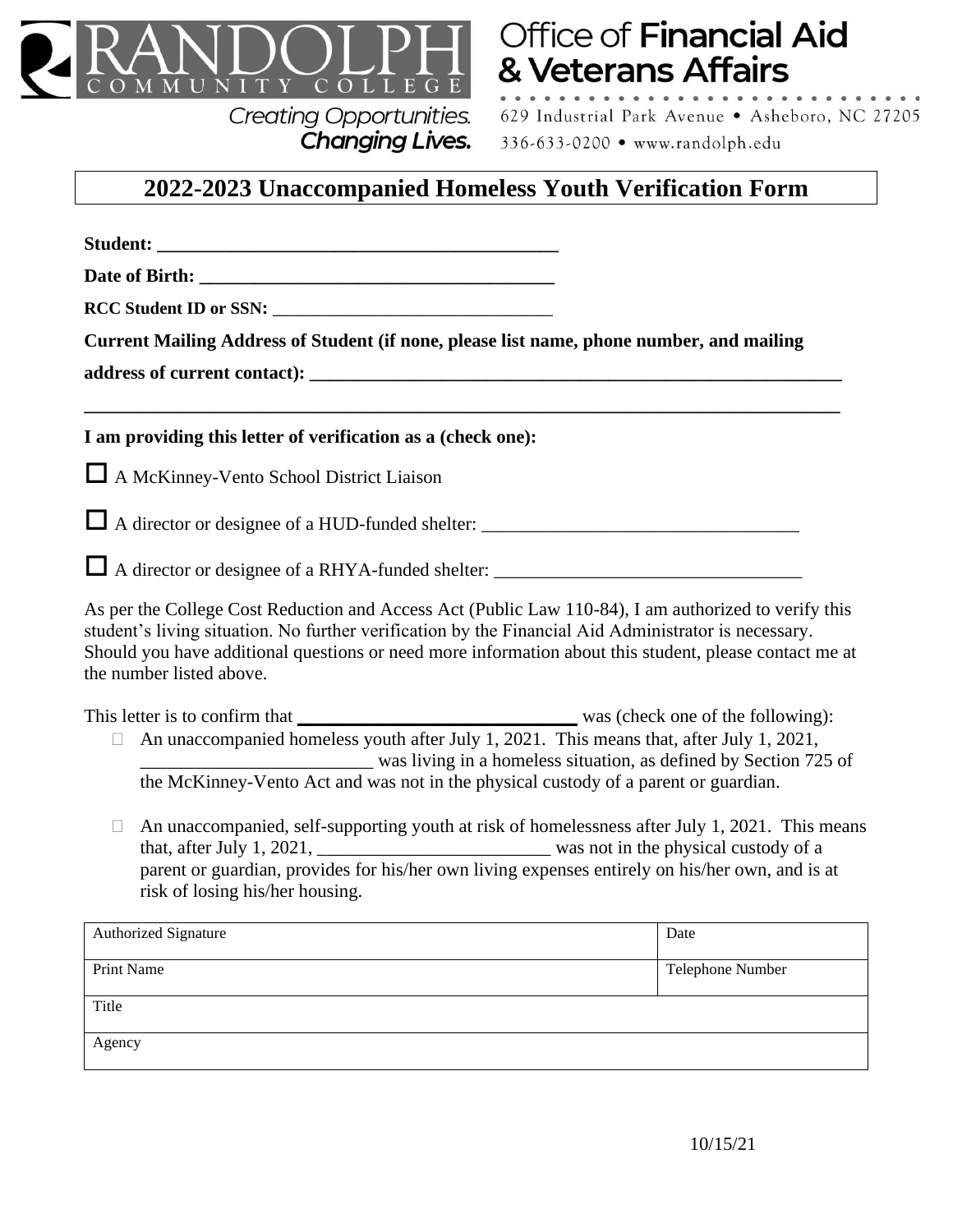RANDOLPH COMMUNITY COLLEGE

*Creating Opportunities.* ***Changing Lives.***

Office of **Financial Aid & Veterans Affairs**

629 Industrial Park Avenue • Asheboro, NC 27205

336-633-0200 • www.randolph.edu

# 2022-2023 Unaccompanied Homeless Youth Verification Form

**Student: ____________________________________________**

**Date of Birth: ______________________________________**

**RCC Student ID or SSN:** ________________________________

**Current Mailing Address of Student (if none, please list name, phone number, and mailing address of current contact): ___________________________________________________________**

**_____________________________________________________________________________**

**I am providing this letter of verification as a (check one):**

☐ A McKinney-Vento School District Liaison

☐ A director or designee of a HUD-funded shelter: __________________________________

☐ A director or designee of a RHYA-funded shelter: _________________________________

As per the College Cost Reduction and Access Act (Public Law 110-84), I am authorized to verify this student's living situation. No further verification by the Financial Aid Administrator is necessary. Should you have additional questions or need more information about this student, please contact me at the number listed above.

This letter is to confirm that **____________________________** was (check one of the following):

- ☐ An unaccompanied homeless youth after July 1, 2021. This means that, after July 1, 2021, _________________________ was living in a homeless situation, as defined by Section 725 of the McKinney-Vento Act and was not in the physical custody of a parent or guardian.

- ☐ An unaccompanied, self-supporting youth at risk of homelessness after July 1, 2021. This means that, after July 1, 2021, _________________________ was not in the physical custody of a parent or guardian, provides for his/her own living expenses entirely on his/her own, and is at risk of losing his/her housing.

| Authorized Signature | Date |
|---|---|
| Print Name | Telephone Number |
| Title | |
| Agency | |

10/15/21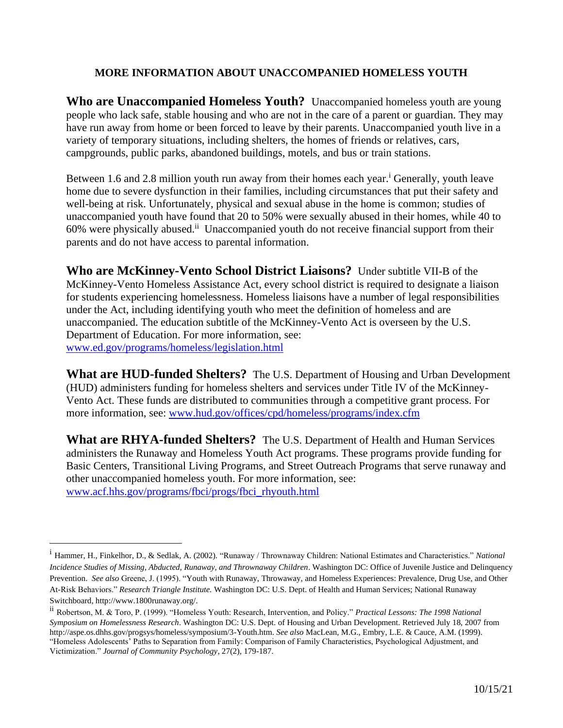**MORE INFORMATION ABOUT UNACCOMPANIED HOMELESS YOUTH**

**Who are Unaccompanied Homeless Youth?** Unaccompanied homeless youth are young people who lack safe, stable housing and who are not in the care of a parent or guardian. They may have run away from home or been forced to leave by their parents. Unaccompanied youth live in a variety of temporary situations, including shelters, the homes of friends or relatives, cars, campgrounds, public parks, abandoned buildings, motels, and bus or train stations.

Between 1.6 and 2.8 million youth run away from their homes each year.[i] Generally, youth leave home due to severe dysfunction in their families, including circumstances that put their safety and well-being at risk. Unfortunately, physical and sexual abuse in the home is common; studies of unaccompanied youth have found that 20 to 50% were sexually abused in their homes, while 40 to 60% were physically abused.[ii] Unaccompanied youth do not receive financial support from their parents and do not have access to parental information.

**Who are McKinney-Vento School District Liaisons?** Under subtitle VII-B of the McKinney-Vento Homeless Assistance Act, every school district is required to designate a liaison for students experiencing homelessness. Homeless liaisons have a number of legal responsibilities under the Act, including identifying youth who meet the definition of homeless and are unaccompanied. The education subtitle of the McKinney-Vento Act is overseen by the U.S. Department of Education. For more information, see: www.ed.gov/programs/homeless/legislation.html

**What are HUD-funded Shelters?** The U.S. Department of Housing and Urban Development (HUD) administers funding for homeless shelters and services under Title IV of the McKinney-Vento Act. These funds are distributed to communities through a competitive grant process. For more information, see: www.hud.gov/offices/cpd/homeless/programs/index.cfm

**What are RHYA-funded Shelters?** The U.S. Department of Health and Human Services administers the Runaway and Homeless Youth Act programs. These programs provide funding for Basic Centers, Transitional Living Programs, and Street Outreach Programs that serve runaway and other unaccompanied homeless youth. For more information, see: www.acf.hhs.gov/programs/fbci/progs/fbci_rhyouth.html

---

[i] Hammer, H., Finkelhor, D., & Sedlak, A. (2002). "Runaway / Thrownaway Children: National Estimates and Characteristics." *National Incidence Studies of Missing, Abducted, Runaway, and Thrownaway Children*. Washington DC: Office of Juvenile Justice and Delinquency Prevention. *See also* Greene, J. (1995). "Youth with Runaway, Throwaway, and Homeless Experiences: Prevalence, Drug Use, and Other At-Risk Behaviors." *Research Triangle Institute.* Washington DC: U.S. Dept. of Health and Human Services; National Runaway Switchboard, http://www.1800runaway.org/.

[ii] Robertson, M. & Toro, P. (1999). "Homeless Youth: Research, Intervention, and Policy." *Practical Lessons: The 1998 National Symposium on Homelessness Research*. Washington DC: U.S. Dept. of Housing and Urban Development. Retrieved July 18, 2007 from http://aspe.os.dhhs.gov/progsys/homeless/symposium/3-Youth.htm. *See also* MacLean, M.G., Embry, L.E. & Cauce, A.M. (1999). "Homeless Adolescents' Paths to Separation from Family: Comparison of Family Characteristics, Psychological Adjustment, and Victimization." *Journal of Community Psychology*, 27(2), 179-187.

10/15/21